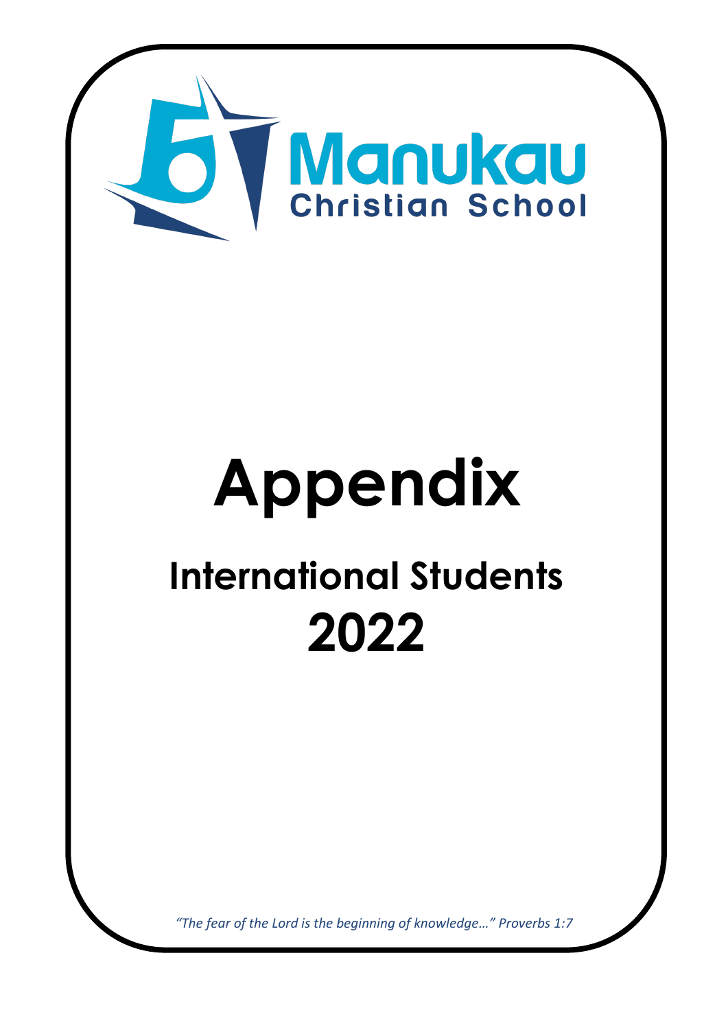Manukau
Christian School

# Appendix

## International Students

## 2022

*"The fear of the Lord is the beginning of knowledge…" Proverbs 1:7*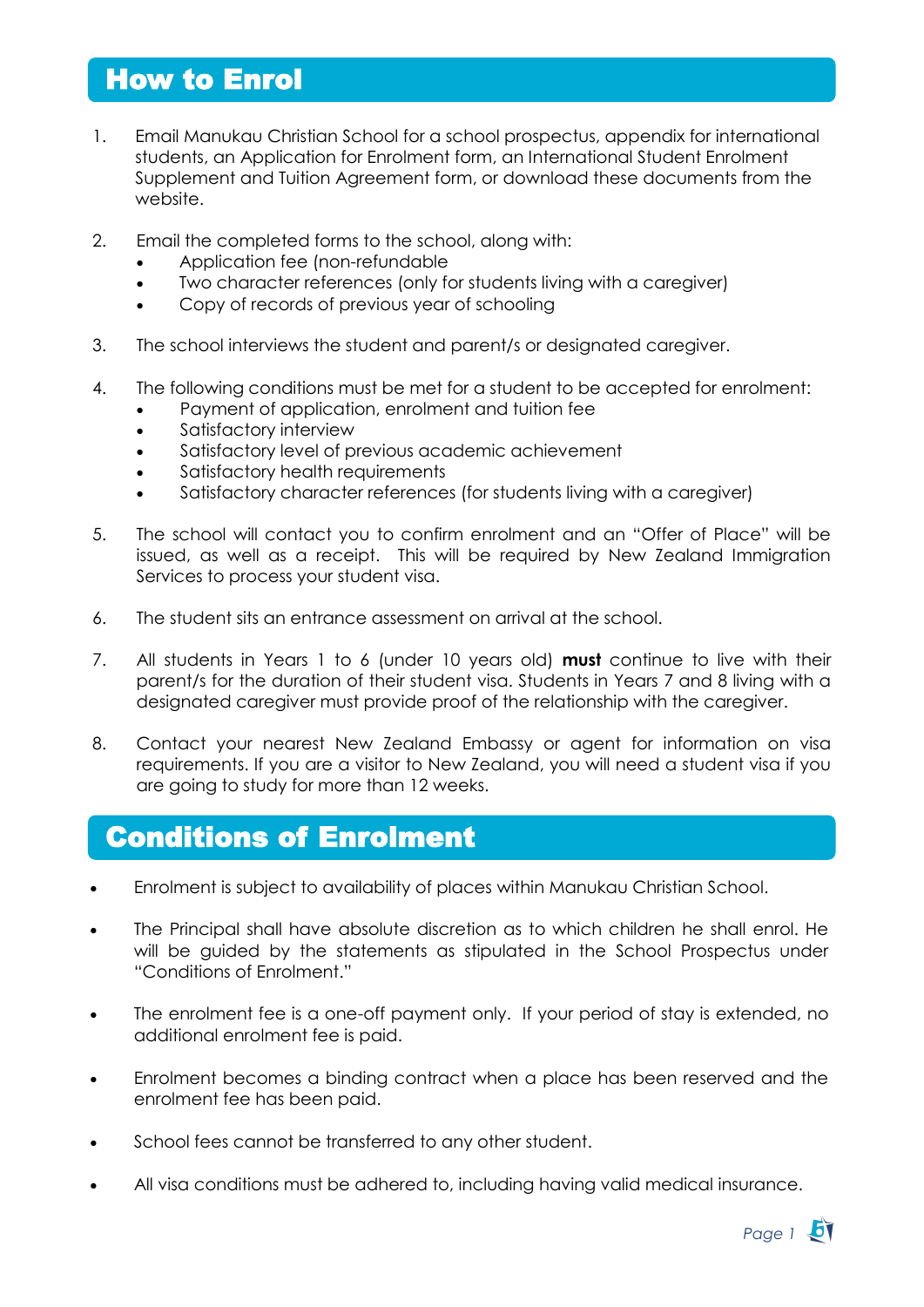## How to Enrol

1. Email Manukau Christian School for a school prospectus, appendix for international students, an Application for Enrolment form, an International Student Enrolment Supplement and Tuition Agreement form, or download these documents from the website.

2. Email the completed forms to the school, along with:
   - Application fee (non-refundable
   - Two character references (only for students living with a caregiver)
   - Copy of records of previous year of schooling

3. The school interviews the student and parent/s or designated caregiver.

4. The following conditions must be met for a student to be accepted for enrolment:
   - Payment of application, enrolment and tuition fee
   - Satisfactory interview
   - Satisfactory level of previous academic achievement
   - Satisfactory health requirements
   - Satisfactory character references (for students living with a caregiver)

5. The school will contact you to confirm enrolment and an "Offer of Place" will be issued, as well as a receipt. This will be required by New Zealand Immigration Services to process your student visa.

6. The student sits an entrance assessment on arrival at the school.

7. All students in Years 1 to 6 (under 10 years old) **must** continue to live with their parent/s for the duration of their student visa. Students in Years 7 and 8 living with a designated caregiver must provide proof of the relationship with the caregiver.

8. Contact your nearest New Zealand Embassy or agent for information on visa requirements. If you are a visitor to New Zealand, you will need a student visa if you are going to study for more than 12 weeks.

## Conditions of Enrolment

- Enrolment is subject to availability of places within Manukau Christian School.

- The Principal shall have absolute discretion as to which children he shall enrol. He will be guided by the statements as stipulated in the School Prospectus under "Conditions of Enrolment."

- The enrolment fee is a one-off payment only. If your period of stay is extended, no additional enrolment fee is paid.

- Enrolment becomes a binding contract when a place has been reserved and the enrolment fee has been paid.

- School fees cannot be transferred to any other student.

- All visa conditions must be adhered to, including having valid medical insurance.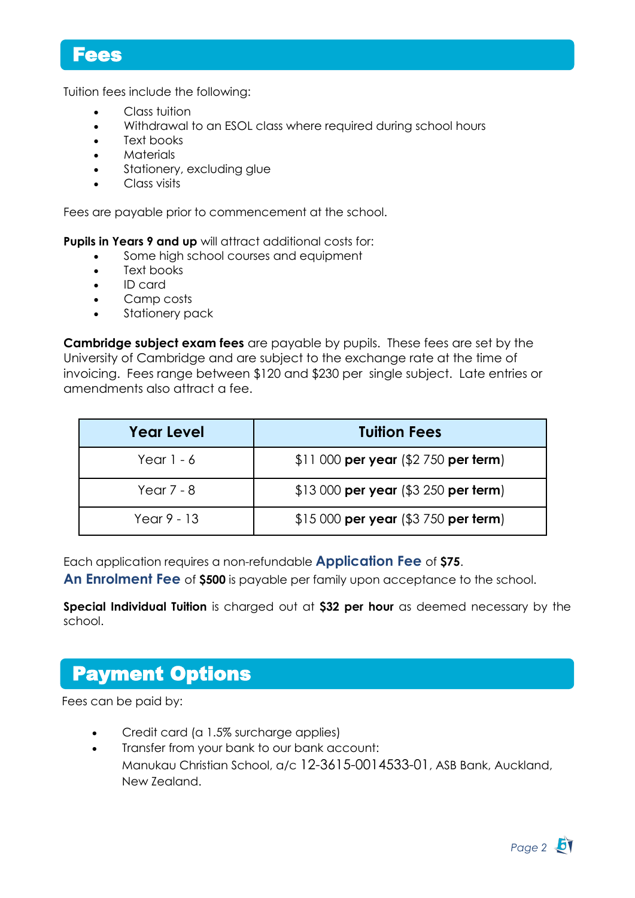## Fees

Tuition fees include the following:

- Class tuition
- Withdrawal to an ESOL class where required during school hours
- Text books
- Materials
- Stationery, excluding glue
- Class visits

Fees are payable prior to commencement at the school.

**Pupils in Years 9 and up** will attract additional costs for:

- Some high school courses and equipment
- Text books
- ID card
- Camp costs
- Stationery pack

**Cambridge subject exam fees** are payable by pupils. These fees are set by the University of Cambridge and are subject to the exchange rate at the time of invoicing. Fees range between $120 and $230 per single subject. Late entries or amendments also attract a fee.

| Year Level | Tuition Fees |
|---|---|
| Year 1 - 6 | $11 000 **per year** ($2 750 **per term**) |
| Year 7 - 8 | $13 000 **per year** ($3 250 **per term**) |
| Year 9 - 13 | $15 000 **per year** ($3 750 **per term**) |

Each application requires a non-refundable **Application Fee** of **$75**.
**An Enrolment Fee** of **$500** is payable per family upon acceptance to the school.

**Special Individual Tuition** is charged out at **$32 per hour** as deemed necessary by the school.

## Payment Options

Fees can be paid by:

- Credit card (a 1.5% surcharge applies)
- Transfer from your bank to our bank account:
  Manukau Christian School, a/c 12-3615-0014533-01, ASB Bank, Auckland, New Zealand.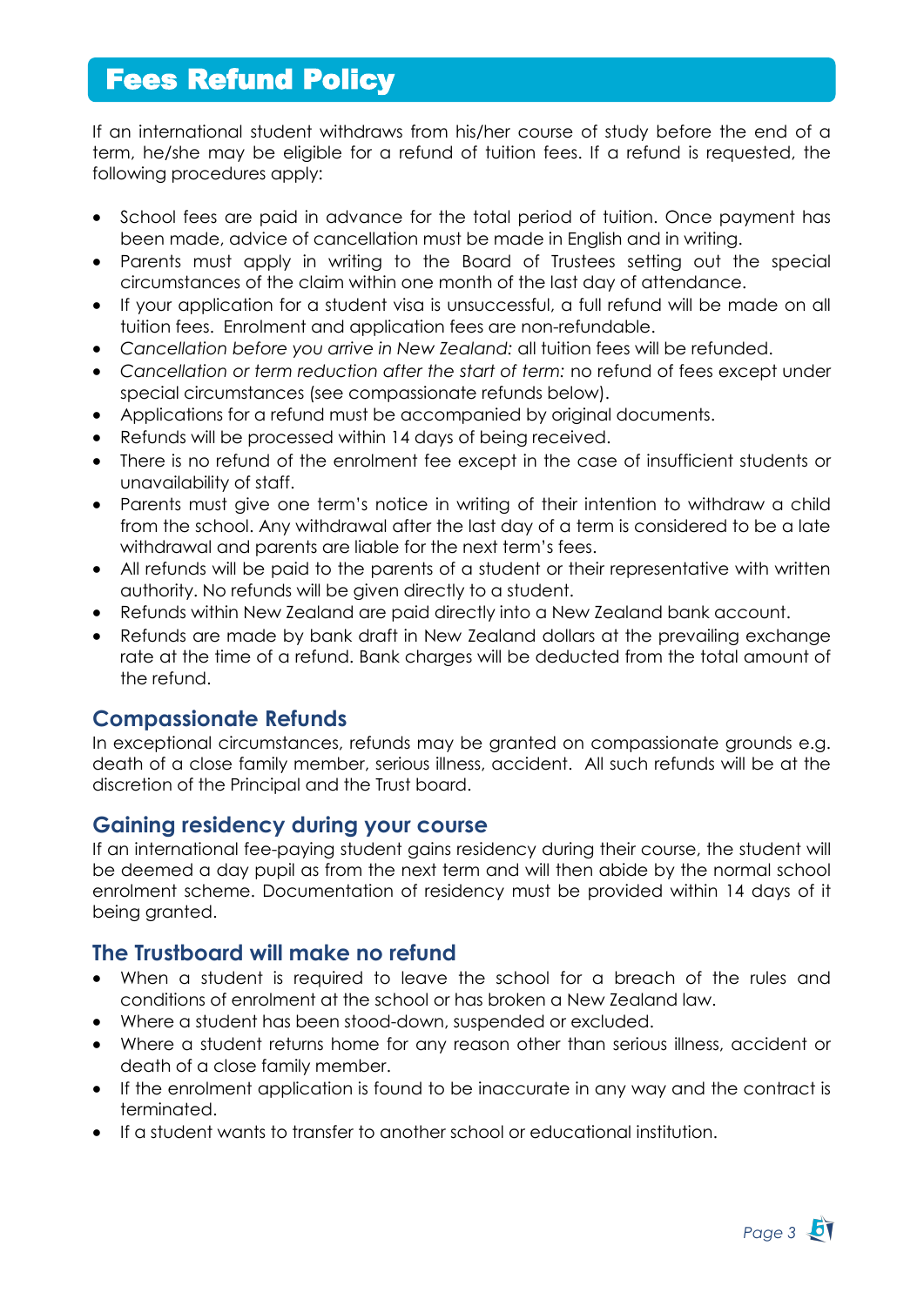# Fees Refund Policy

If an international student withdraws from his/her course of study before the end of a term, he/she may be eligible for a refund of tuition fees. If a refund is requested, the following procedures apply:

- School fees are paid in advance for the total period of tuition. Once payment has been made, advice of cancellation must be made in English and in writing.
- Parents must apply in writing to the Board of Trustees setting out the special circumstances of the claim within one month of the last day of attendance.
- If your application for a student visa is unsuccessful, a full refund will be made on all tuition fees. Enrolment and application fees are non-refundable.
- *Cancellation before you arrive in New Zealand:* all tuition fees will be refunded.
- *Cancellation or term reduction after the start of term:* no refund of fees except under special circumstances (see compassionate refunds below).
- Applications for a refund must be accompanied by original documents.
- Refunds will be processed within 14 days of being received.
- There is no refund of the enrolment fee except in the case of insufficient students or unavailability of staff.
- Parents must give one term's notice in writing of their intention to withdraw a child from the school. Any withdrawal after the last day of a term is considered to be a late withdrawal and parents are liable for the next term's fees.
- All refunds will be paid to the parents of a student or their representative with written authority. No refunds will be given directly to a student.
- Refunds within New Zealand are paid directly into a New Zealand bank account.
- Refunds are made by bank draft in New Zealand dollars at the prevailing exchange rate at the time of a refund. Bank charges will be deducted from the total amount of the refund.

## Compassionate Refunds

In exceptional circumstances, refunds may be granted on compassionate grounds e.g. death of a close family member, serious illness, accident. All such refunds will be at the discretion of the Principal and the Trust board.

## Gaining residency during your course

If an international fee-paying student gains residency during their course, the student will be deemed a day pupil as from the next term and will then abide by the normal school enrolment scheme. Documentation of residency must be provided within 14 days of it being granted.

## The Trustboard will make no refund

- When a student is required to leave the school for a breach of the rules and conditions of enrolment at the school or has broken a New Zealand law.
- Where a student has been stood-down, suspended or excluded.
- Where a student returns home for any reason other than serious illness, accident or death of a close family member.
- If the enrolment application is found to be inaccurate in any way and the contract is terminated.
- If a student wants to transfer to another school or educational institution.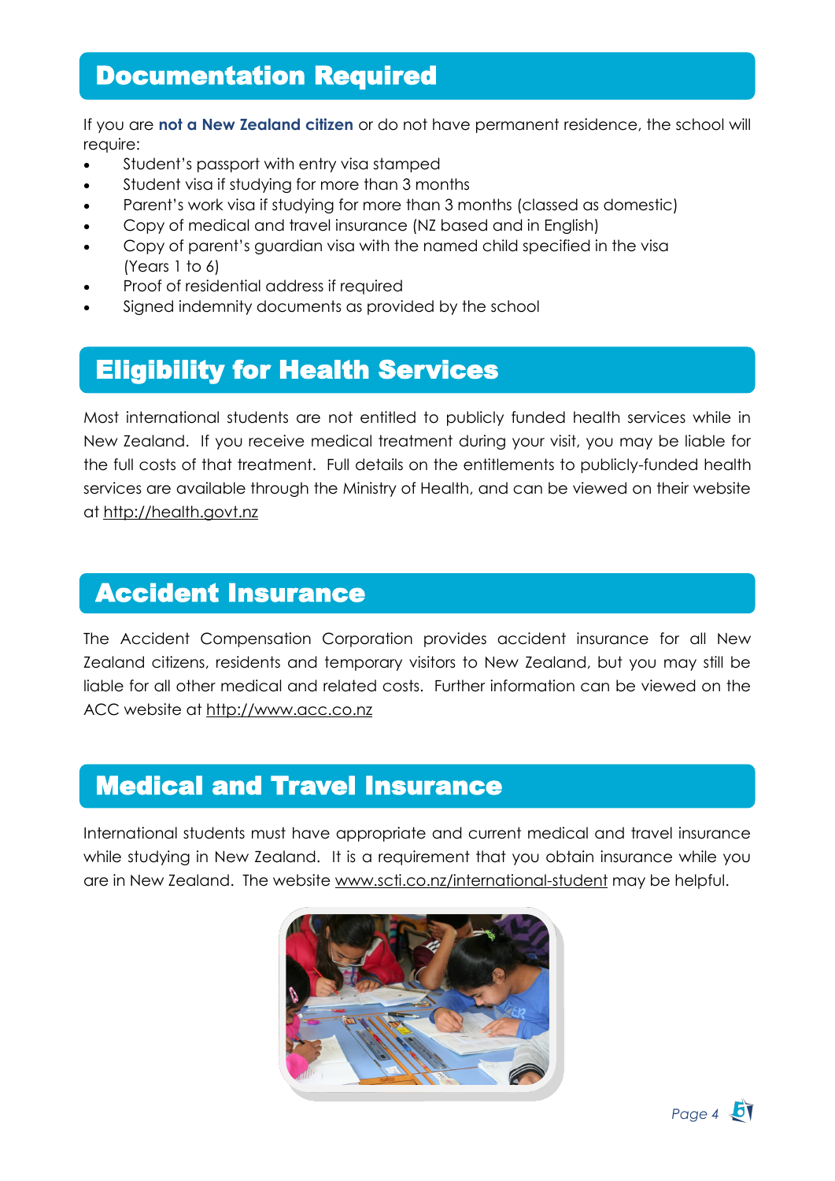## Documentation Required

If you are **not a New Zealand citizen** or do not have permanent residence, the school will require:

- Student's passport with entry visa stamped
- Student visa if studying for more than 3 months
- Parent's work visa if studying for more than 3 months (classed as domestic)
- Copy of medical and travel insurance (NZ based and in English)
- Copy of parent's guardian visa with the named child specified in the visa (Years 1 to 6)
- Proof of residential address if required
- Signed indemnity documents as provided by the school

## Eligibility for Health Services

Most international students are not entitled to publicly funded health services while in New Zealand. If you receive medical treatment during your visit, you may be liable for the full costs of that treatment. Full details on the entitlements to publicly-funded health services are available through the Ministry of Health, and can be viewed on their website at http://health.govt.nz

## Accident Insurance

The Accident Compensation Corporation provides accident insurance for all New Zealand citizens, residents and temporary visitors to New Zealand, but you may still be liable for all other medical and related costs. Further information can be viewed on the ACC website at http://www.acc.co.nz

## Medical and Travel Insurance

International students must have appropriate and current medical and travel insurance while studying in New Zealand. It is a requirement that you obtain insurance while you are in New Zealand. The website www.scti.co.nz/international-student may be helpful.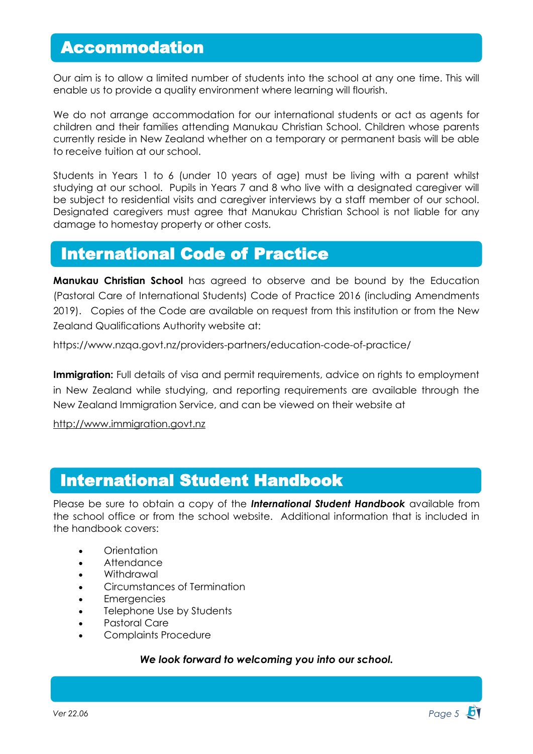## Accommodation

Our aim is to allow a limited number of students into the school at any one time. This will enable us to provide a quality environment where learning will flourish.

We do not arrange accommodation for our international students or act as agents for children and their families attending Manukau Christian School. Children whose parents currently reside in New Zealand whether on a temporary or permanent basis will be able to receive tuition at our school.

Students in Years 1 to 6 (under 10 years of age) must be living with a parent whilst studying at our school. Pupils in Years 7 and 8 who live with a designated caregiver will be subject to residential visits and caregiver interviews by a staff member of our school. Designated caregivers must agree that Manukau Christian School is not liable for any damage to homestay property or other costs.

## International Code of Practice

**Manukau Christian School** has agreed to observe and be bound by the Education (Pastoral Care of International Students) Code of Practice 2016 (including Amendments 2019). Copies of the Code are available on request from this institution or from the New Zealand Qualifications Authority website at:

https://www.nzqa.govt.nz/providers-partners/education-code-of-practice/

**Immigration:** Full details of visa and permit requirements, advice on rights to employment in New Zealand while studying, and reporting requirements are available through the New Zealand Immigration Service, and can be viewed on their website at

http://www.immigration.govt.nz

## International Student Handbook

Please be sure to obtain a copy of the ***International Student Handbook*** available from the school office or from the school website. Additional information that is included in the handbook covers:

- Orientation
- Attendance
- Withdrawal
- Circumstances of Termination
- Emergencies
- Telephone Use by Students
- Pastoral Care
- Complaints Procedure

***We look forward to welcoming you into our school.***

*Ver 22.06*